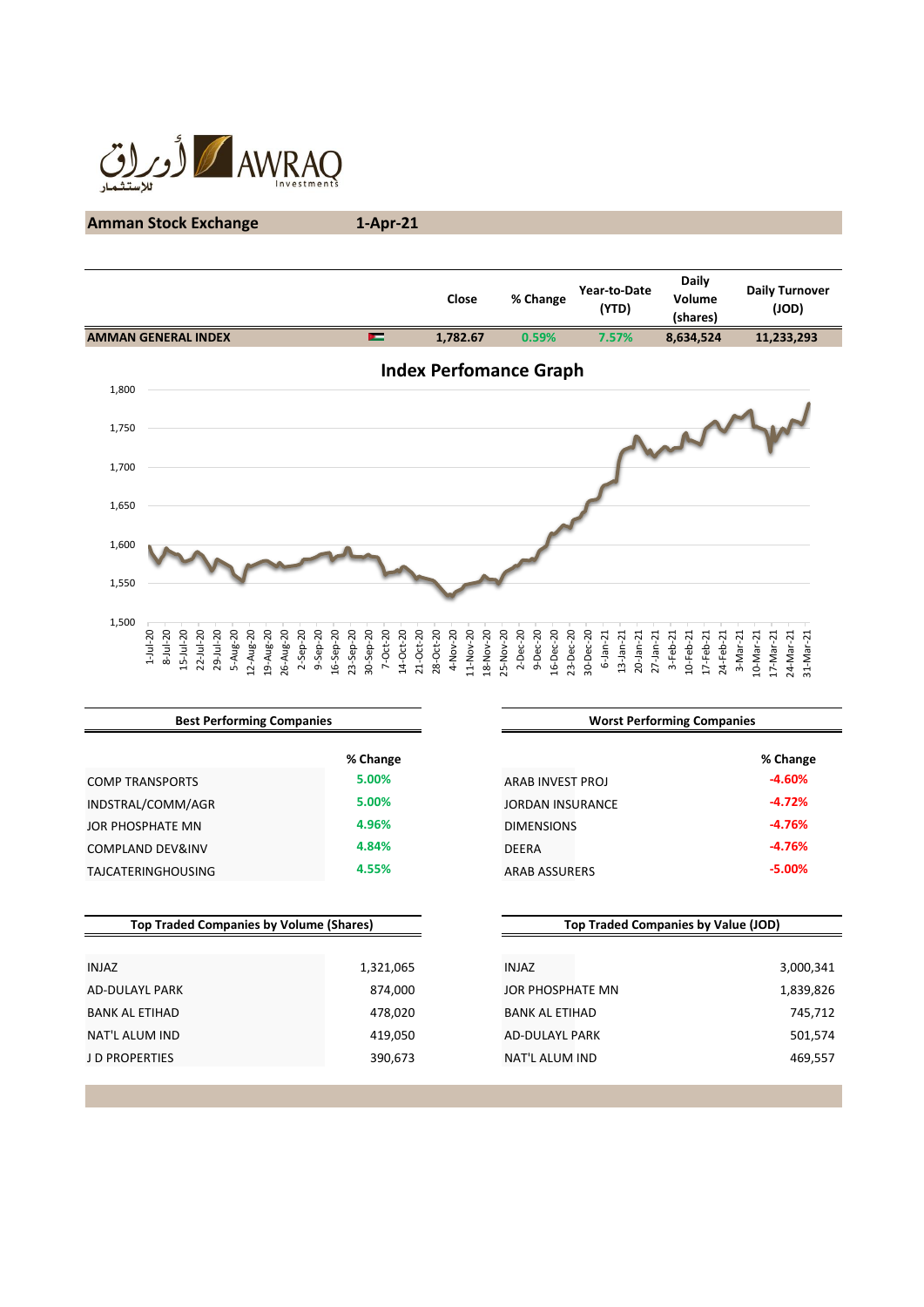أوراق للإستثمار AWRAQ Investments

## Amman Stock Exchange 1-Apr-21

| | Close | % Change | Year-to-Date (YTD) | Daily Volume (shares) | Daily Turnover (JOD) |
|---|---|---|---|---|---|
| AMMAN GENERAL INDEX | 1,782.67 | 0.59% | 7.57% | 8,634,524 | 11,233,293 |

### Index Perfomance Graph

### Best Performing Companies

| | % Change |
|---|---|
| COMP TRANSPORTS | 5.00% |
| INDSTRAL/COMM/AGR | 5.00% |
| JOR PHOSPHATE MN | 4.96% |
| COMPLAND DEV&INV | 4.84% |
| TAJCATERINGHOUSING | 4.55% |

### Worst Performing Companies

| | % Change |
|---|---|
| ARAB INVEST PROJ | -4.60% |
| JORDAN INSURANCE | -4.72% |
| DIMENSIONS | -4.76% |
| DEERA | -4.76% |
| ARAB ASSURERS | -5.00% |

### Top Traded Companies by Volume (Shares)

| | |
|---|---|
| INJAZ | 1,321,065 |
| AD-DULAYL PARK | 874,000 |
| BANK AL ETIHAD | 478,020 |
| NAT'L ALUM IND | 419,050 |
| J D PROPERTIES | 390,673 |

### Top Traded Companies by Value (JOD)

| | |
|---|---|
| INJAZ | 3,000,341 |
| JOR PHOSPHATE MN | 1,839,826 |
| BANK AL ETIHAD | 745,712 |
| AD-DULAYL PARK | 501,574 |
| NAT'L ALUM IND | 469,557 |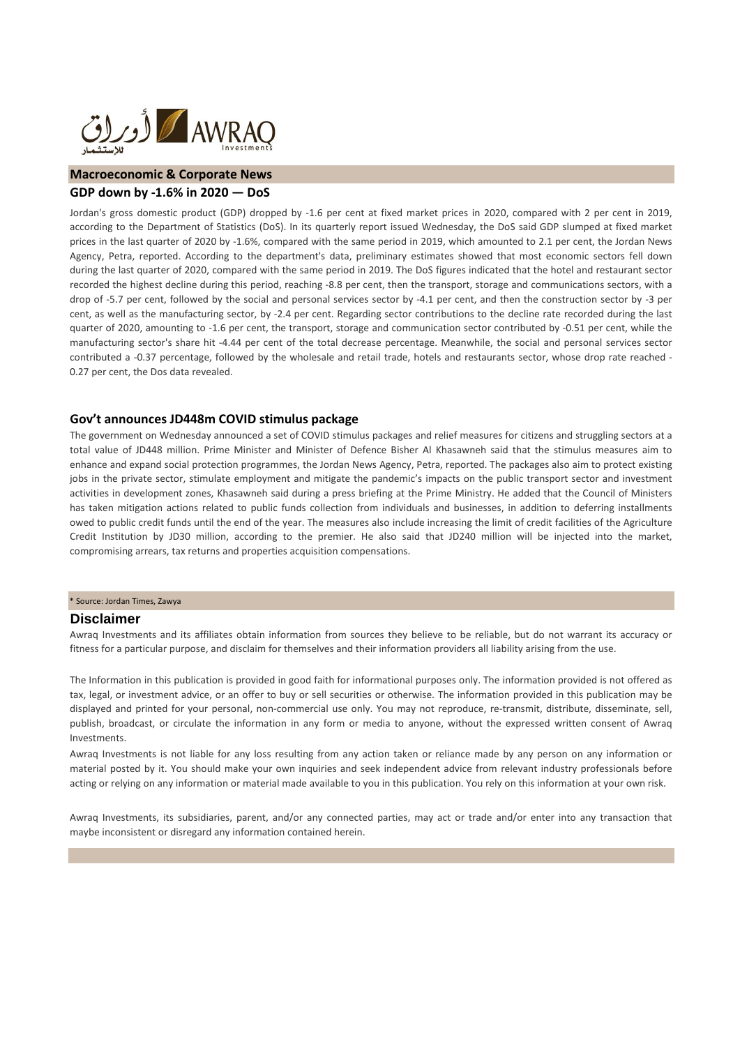## Macroeconomic & Corporate News

### GDP down by -1.6% in 2020 — DoS

Jordan's gross domestic product (GDP) dropped by -1.6 per cent at fixed market prices in 2020, compared with 2 per cent in 2019, according to the Department of Statistics (DoS). In its quarterly report issued Wednesday, the DoS said GDP slumped at fixed market prices in the last quarter of 2020 by -1.6%, compared with the same period in 2019, which amounted to 2.1 per cent, the Jordan News Agency, Petra, reported. According to the department's data, preliminary estimates showed that most economic sectors fell down during the last quarter of 2020, compared with the same period in 2019. The DoS figures indicated that the hotel and restaurant sector recorded the highest decline during this period, reaching -8.8 per cent, then the transport, storage and communications sectors, with a drop of -5.7 per cent, followed by the social and personal services sector by -4.1 per cent, and then the construction sector by -3 per cent, as well as the manufacturing sector, by -2.4 per cent. Regarding sector contributions to the decline rate recorded during the last quarter of 2020, amounting to -1.6 per cent, the transport, storage and communication sector contributed by -0.51 per cent, while the manufacturing sector's share hit -4.44 per cent of the total decrease percentage. Meanwhile, the social and personal services sector contributed a -0.37 percentage, followed by the wholesale and retail trade, hotels and restaurants sector, whose drop rate reached -0.27 per cent, the Dos data revealed.

### Gov't announces JD448m COVID stimulus package

The government on Wednesday announced a set of COVID stimulus packages and relief measures for citizens and struggling sectors at a total value of JD448 million. Prime Minister and Minister of Defence Bisher Al Khasawneh said that the stimulus measures aim to enhance and expand social protection programmes, the Jordan News Agency, Petra, reported. The packages also aim to protect existing jobs in the private sector, stimulate employment and mitigate the pandemic's impacts on the public transport sector and investment activities in development zones, Khasawneh said during a press briefing at the Prime Ministry. He added that the Council of Ministers has taken mitigation actions related to public funds collection from individuals and businesses, in addition to deferring installments owed to public credit funds until the end of the year. The measures also include increasing the limit of credit facilities of the Agriculture Credit Institution by JD30 million, according to the premier. He also said that JD240 million will be injected into the market, compromising arrears, tax returns and properties acquisition compensations.

\* Source: Jordan Times, Zawya

## Disclaimer

Awraq Investments and its affiliates obtain information from sources they believe to be reliable, but do not warrant its accuracy or fitness for a particular purpose, and disclaim for themselves and their information providers all liability arising from the use.

The Information in this publication is provided in good faith for informational purposes only. The information provided is not offered as tax, legal, or investment advice, or an offer to buy or sell securities or otherwise. The information provided in this publication may be displayed and printed for your personal, non-commercial use only. You may not reproduce, re-transmit, distribute, disseminate, sell, publish, broadcast, or circulate the information in any form or media to anyone, without the expressed written consent of Awraq Investments.

Awraq Investments is not liable for any loss resulting from any action taken or reliance made by any person on any information or material posted by it. You should make your own inquiries and seek independent advice from relevant industry professionals before acting or relying on any information or material made available to you in this publication. You rely on this information at your own risk.

Awraq Investments, its subsidiaries, parent, and/or any connected parties, may act or trade and/or enter into any transaction that maybe inconsistent or disregard any information contained herein.